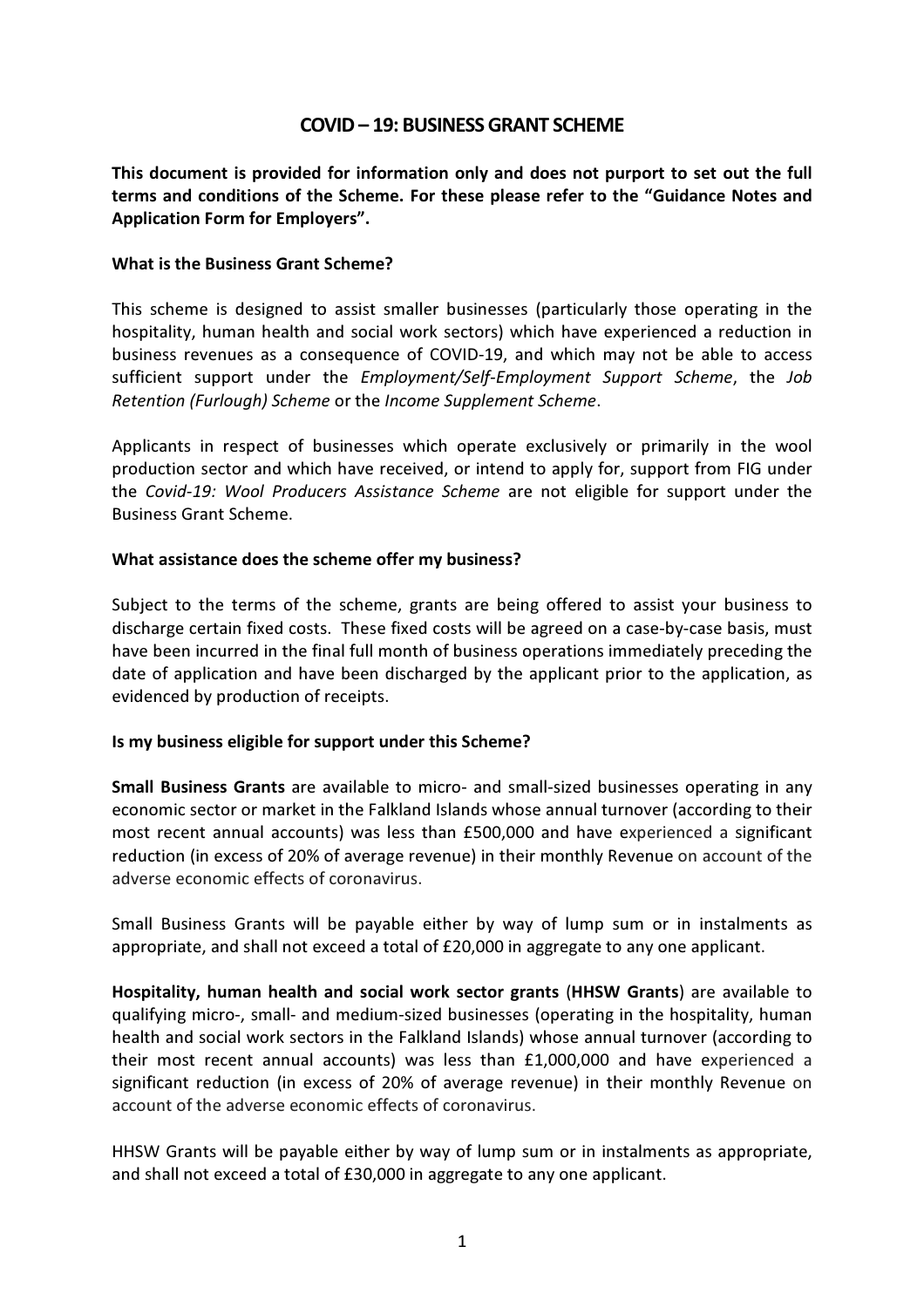# COVID – 19: BUSINESS GRANT SCHEME

**This document is provided for information only and does not purport to set out the full terms and conditions of the Scheme. For these please refer to the "Guidance Notes and Application Form for Employers".**

**What is the Business Grant Scheme?**

This scheme is designed to assist smaller businesses (particularly those operating in the hospitality, human health and social work sectors) which have experienced a reduction in business revenues as a consequence of COVID-19, and which may not be able to access sufficient support under the *Employment/Self-Employment Support Scheme*, the *Job Retention (Furlough) Scheme* or the *Income Supplement Scheme*.

Applicants in respect of businesses which operate exclusively or primarily in the wool production sector and which have received, or intend to apply for, support from FIG under the *Covid-19: Wool Producers Assistance Scheme* are not eligible for support under the Business Grant Scheme.

**What assistance does the scheme offer my business?**

Subject to the terms of the scheme, grants are being offered to assist your business to discharge certain fixed costs. These fixed costs will be agreed on a case-by-case basis, must have been incurred in the final full month of business operations immediately preceding the date of application and have been discharged by the applicant prior to the application, as evidenced by production of receipts.

**Is my business eligible for support under this Scheme?**

**Small Business Grants** are available to micro- and small-sized businesses operating in any economic sector or market in the Falkland Islands whose annual turnover (according to their most recent annual accounts) was less than £500,000 and have experienced a significant reduction (in excess of 20% of average revenue) in their monthly Revenue on account of the adverse economic effects of coronavirus.

Small Business Grants will be payable either by way of lump sum or in instalments as appropriate, and shall not exceed a total of £20,000 in aggregate to any one applicant.

**Hospitality, human health and social work sector grants** (**HHSW Grants**) are available to qualifying micro-, small- and medium-sized businesses (operating in the hospitality, human health and social work sectors in the Falkland Islands) whose annual turnover (according to their most recent annual accounts) was less than £1,000,000 and have experienced a significant reduction (in excess of 20% of average revenue) in their monthly Revenue on account of the adverse economic effects of coronavirus.

HHSW Grants will be payable either by way of lump sum or in instalments as appropriate, and shall not exceed a total of £30,000 in aggregate to any one applicant.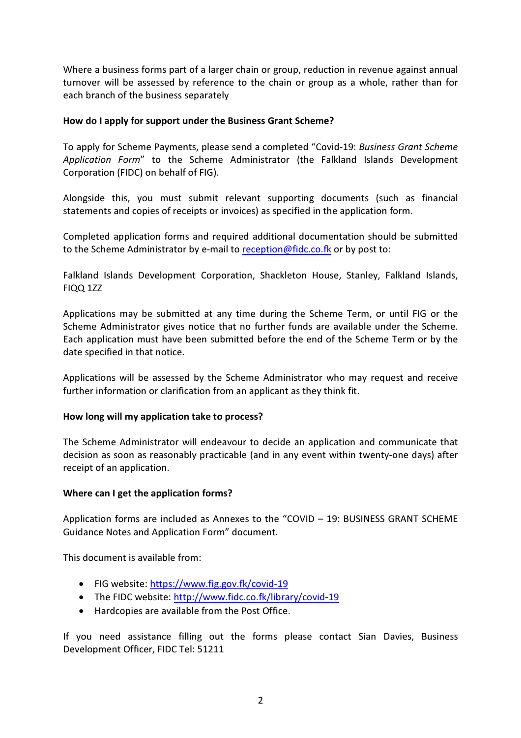Where a business forms part of a larger chain or group, reduction in revenue against annual turnover will be assessed by reference to the chain or group as a whole, rather than for each branch of the business separately

**How do I apply for support under the Business Grant Scheme?**

To apply for Scheme Payments, please send a completed "Covid-19: *Business Grant Scheme Application Form*" to the Scheme Administrator (the Falkland Islands Development Corporation (FIDC) on behalf of FIG).

Alongside this, you must submit relevant supporting documents (such as financial statements and copies of receipts or invoices) as specified in the application form.

Completed application forms and required additional documentation should be submitted to the Scheme Administrator by e-mail to reception@fidc.co.fk or by post to:

Falkland Islands Development Corporation, Shackleton House, Stanley, Falkland Islands, FIQQ 1ZZ

Applications may be submitted at any time during the Scheme Term, or until FIG or the Scheme Administrator gives notice that no further funds are available under the Scheme. Each application must have been submitted before the end of the Scheme Term or by the date specified in that notice.

Applications will be assessed by the Scheme Administrator who may request and receive further information or clarification from an applicant as they think fit.

**How long will my application take to process?**

The Scheme Administrator will endeavour to decide an application and communicate that decision as soon as reasonably practicable (and in any event within twenty-one days) after receipt of an application.

**Where can I get the application forms?**

Application forms are included as Annexes to the "COVID – 19: BUSINESS GRANT SCHEME Guidance Notes and Application Form" document.

This document is available from:

- FIG website: https://www.fig.gov.fk/covid-19
- The FIDC website: http://www.fidc.co.fk/library/covid-19
- Hardcopies are available from the Post Office.

If you need assistance filling out the forms please contact Sian Davies, Business Development Officer, FIDC Tel: 51211